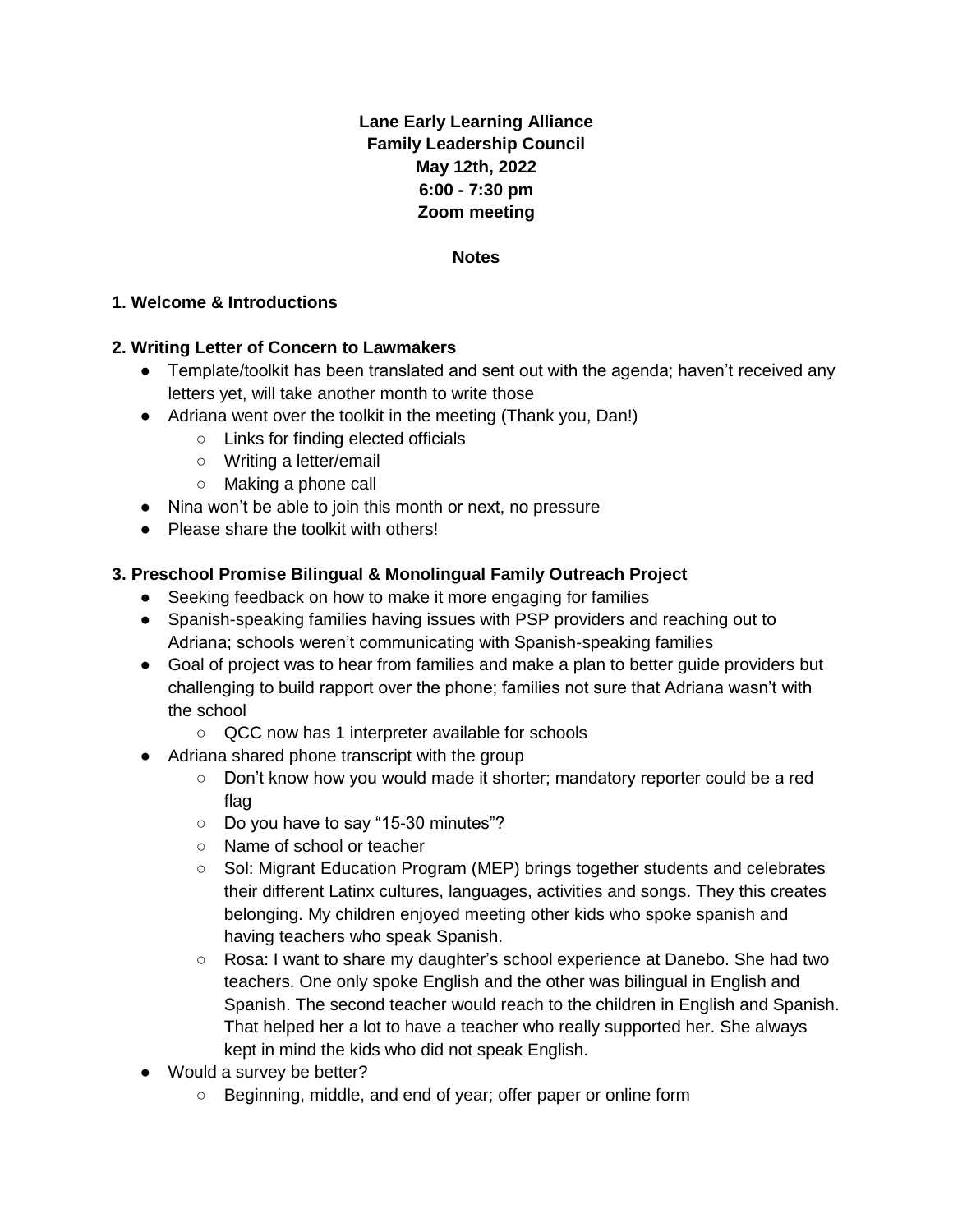**Lane Early Learning Alliance**
**Family Leadership Council**
**May 12th, 2022**
**6:00 - 7:30 pm**
**Zoom meeting**

**Notes**

### 1. Welcome & Introductions

### 2. Writing Letter of Concern to Lawmakers

- Template/toolkit has been translated and sent out with the agenda; haven't received any letters yet, will take another month to write those
- Adriana went over the toolkit in the meeting (Thank you, Dan!)
  - Links for finding elected officials
  - Writing a letter/email
  - Making a phone call
- Nina won't be able to join this month or next, no pressure
- Please share the toolkit with others!

### 3. Preschool Promise Bilingual & Monolingual Family Outreach Project

- Seeking feedback on how to make it more engaging for families
- Spanish-speaking families having issues with PSP providers and reaching out to Adriana; schools weren't communicating with Spanish-speaking families
- Goal of project was to hear from families and make a plan to better guide providers but challenging to build rapport over the phone; families not sure that Adriana wasn't with the school
  - QCC now has 1 interpreter available for schools
- Adriana shared phone transcript with the group
  - Don't know how you would made it shorter; mandatory reporter could be a red flag
  - Do you have to say "15-30 minutes"?
  - Name of school or teacher
  - Sol: Migrant Education Program (MEP) brings together students and celebrates their different Latinx cultures, languages, activities and songs. They this creates belonging. My children enjoyed meeting other kids who spoke spanish and having teachers who speak Spanish.
  - Rosa: I want to share my daughter's school experience at Danebo. She had two teachers. One only spoke English and the other was bilingual in English and Spanish. The second teacher would reach to the children in English and Spanish. That helped her a lot to have a teacher who really supported her. She always kept in mind the kids who did not speak English.
- Would a survey be better?
  - Beginning, middle, and end of year; offer paper or online form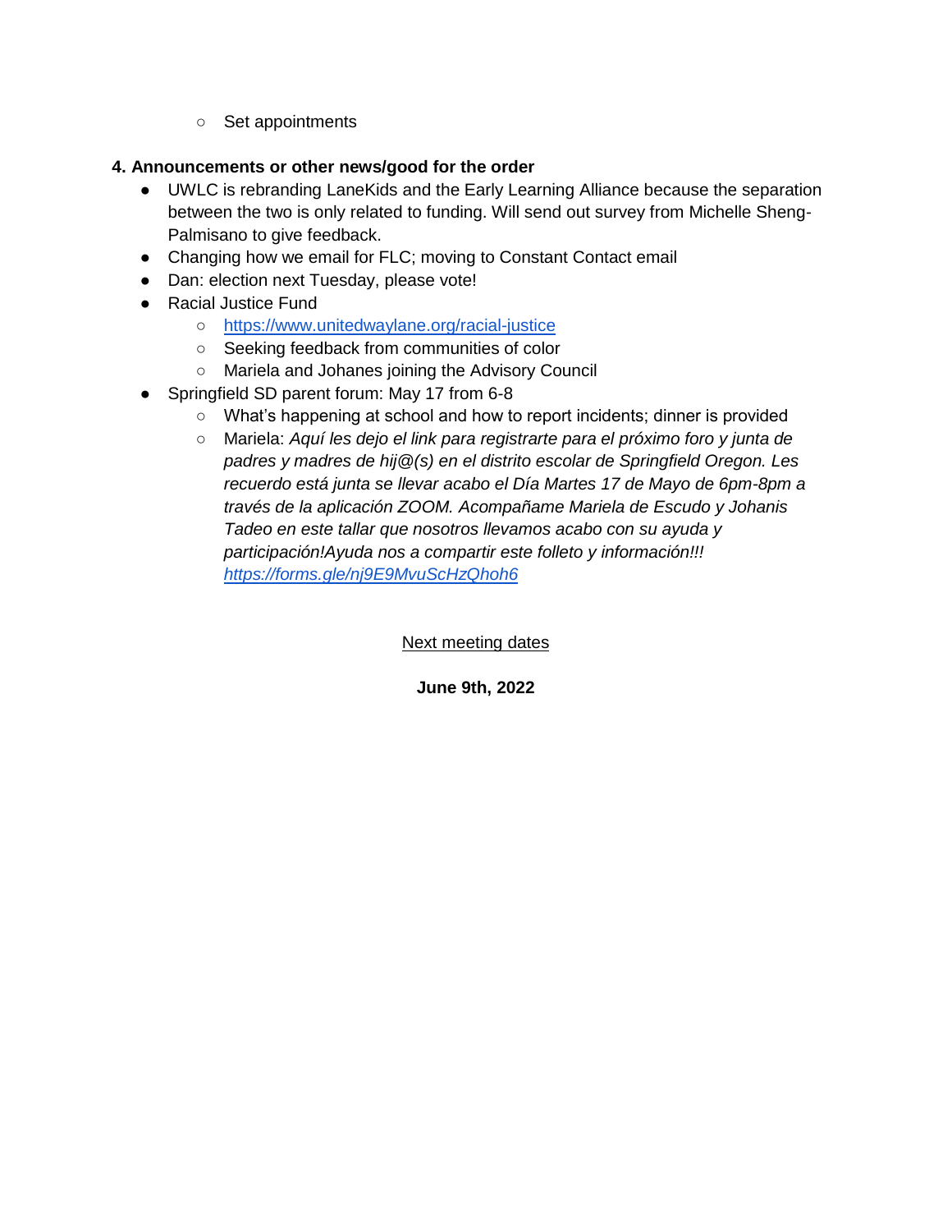- Set appointments

**4. Announcements or other news/good for the order**

- UWLC is rebranding LaneKids and the Early Learning Alliance because the separation between the two is only related to funding. Will send out survey from Michelle Sheng-Palmisano to give feedback.
- Changing how we email for FLC; moving to Constant Contact email
- Dan: election next Tuesday, please vote!
- Racial Justice Fund
  - https://www.unitedwaylane.org/racial-justice
  - Seeking feedback from communities of color
  - Mariela and Johanes joining the Advisory Council
- Springfield SD parent forum: May 17 from 6-8
  - What's happening at school and how to report incidents; dinner is provided
  - Mariela: *Aquí les dejo el link para registrarte para el próximo foro y junta de padres y madres de hij@(s) en el distrito escolar de Springfield Oregon. Les recuerdo está junta se llevar acabo el Día Martes 17 de Mayo de 6pm-8pm a través de la aplicación ZOOM. Acompañame Mariela de Escudo y Johanis Tadeo en este tallar que nosotros llevamos acabo con su ayuda y participación!Ayuda nos a compartir este folleto y información!!! https://forms.gle/nj9E9MvuScHzQhoh6*

Next meeting dates

**June 9th, 2022**